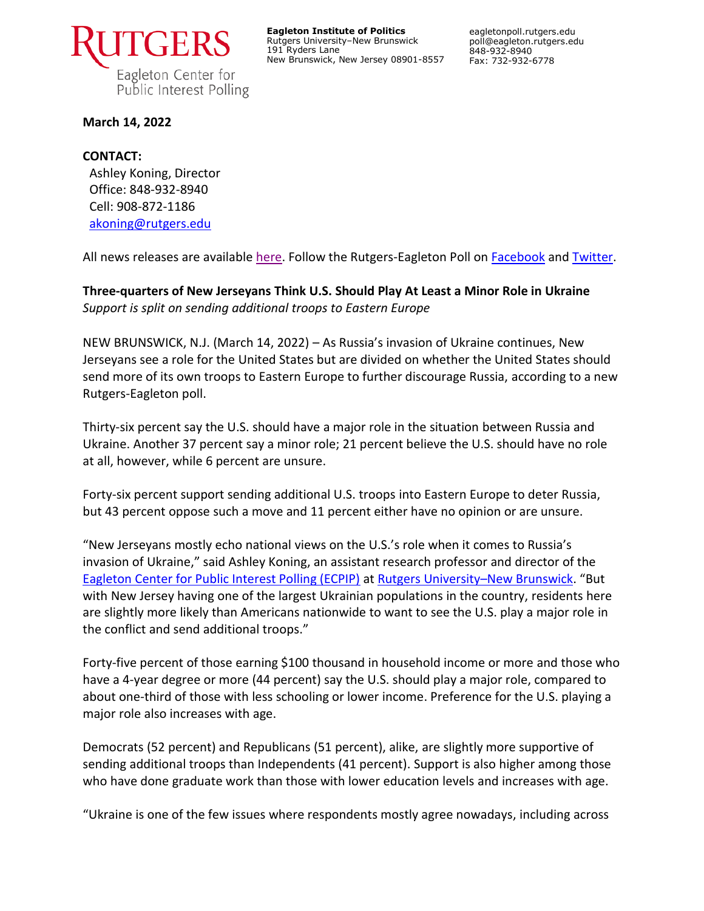Rutgers Eagleton Center for Public Interest Polling

**Eagleton Institute of Politics**
Rutgers University–New Brunswick
191 Ryders Lane
New Brunswick, New Jersey 08901-8557

eagletonpoll.rutgers.edu
poll@eagleton.rutgers.edu
848-932-8940
Fax: 732-932-6778

**March 14, 2022**

**CONTACT:**
Ashley Koning, Director
Office: 848-932-8940
Cell: 908-872-1186
akoning@rutgers.edu

All news releases are available here. Follow the Rutgers-Eagleton Poll on Facebook and Twitter.

**Three-quarters of New Jerseyans Think U.S. Should Play At Least a Minor Role in Ukraine**
*Support is split on sending additional troops to Eastern Europe*

NEW BRUNSWICK, N.J. (March 14, 2022) – As Russia's invasion of Ukraine continues, New Jerseyans see a role for the United States but are divided on whether the United States should send more of its own troops to Eastern Europe to further discourage Russia, according to a new Rutgers-Eagleton poll.

Thirty-six percent say the U.S. should have a major role in the situation between Russia and Ukraine. Another 37 percent say a minor role; 21 percent believe the U.S. should have no role at all, however, while 6 percent are unsure.

Forty-six percent support sending additional U.S. troops into Eastern Europe to deter Russia, but 43 percent oppose such a move and 11 percent either have no opinion or are unsure.

"New Jerseyans mostly echo national views on the U.S.'s role when it comes to Russia's invasion of Ukraine," said Ashley Koning, an assistant research professor and director of the Eagleton Center for Public Interest Polling (ECPIP) at Rutgers University–New Brunswick. "But with New Jersey having one of the largest Ukrainian populations in the country, residents here are slightly more likely than Americans nationwide to want to see the U.S. play a major role in the conflict and send additional troops."

Forty-five percent of those earning $100 thousand in household income or more and those who have a 4-year degree or more (44 percent) say the U.S. should play a major role, compared to about one-third of those with less schooling or lower income. Preference for the U.S. playing a major role also increases with age.

Democrats (52 percent) and Republicans (51 percent), alike, are slightly more supportive of sending additional troops than Independents (41 percent). Support is also higher among those who have done graduate work than those with lower education levels and increases with age.

"Ukraine is one of the few issues where respondents mostly agree nowadays, including across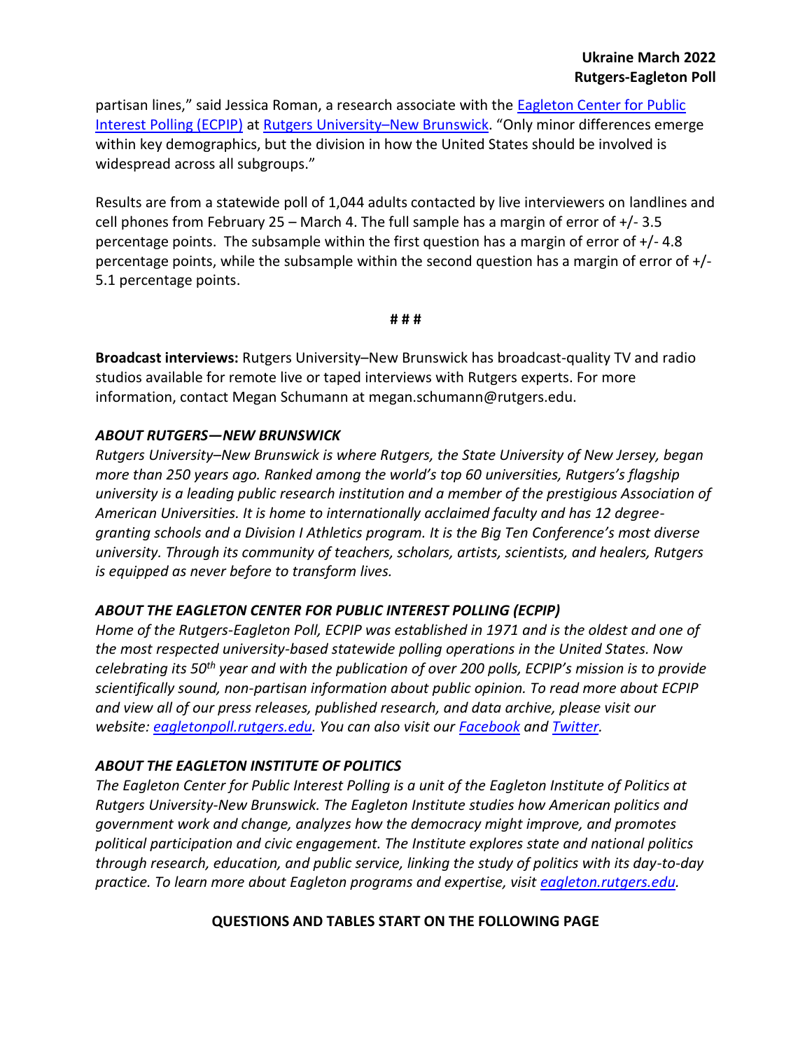partisan lines," said Jessica Roman, a research associate with the [Eagleton Center for Public Interest Polling (ECPIP)](https://eagletonpoll.rutgers.edu) at [Rutgers University–New Brunswick](https://newbrunswick.rutgers.edu). "Only minor differences emerge within key demographics, but the division in how the United States should be involved is widespread across all subgroups."

Results are from a statewide poll of 1,044 adults contacted by live interviewers on landlines and cell phones from February 25 – March 4. The full sample has a margin of error of +/- 3.5 percentage points. The subsample within the first question has a margin of error of +/- 4.8 percentage points, while the subsample within the second question has a margin of error of +/- 5.1 percentage points.

**# # #**

**Broadcast interviews:** Rutgers University–New Brunswick has broadcast-quality TV and radio studios available for remote live or taped interviews with Rutgers experts. For more information, contact Megan Schumann at megan.schumann@rutgers.edu.

***ABOUT RUTGERS—NEW BRUNSWICK***

*Rutgers University–New Brunswick is where Rutgers, the State University of New Jersey, began more than 250 years ago. Ranked among the world's top 60 universities, Rutgers's flagship university is a leading public research institution and a member of the prestigious Association of American Universities. It is home to internationally acclaimed faculty and has 12 degree-granting schools and a Division I Athletics program. It is the Big Ten Conference's most diverse university. Through its community of teachers, scholars, artists, scientists, and healers, Rutgers is equipped as never before to transform lives.*

***ABOUT THE EAGLETON CENTER FOR PUBLIC INTEREST POLLING (ECPIP)***

*Home of the Rutgers-Eagleton Poll, ECPIP was established in 1971 and is the oldest and one of the most respected university-based statewide polling operations in the United States. Now celebrating its 50th year and with the publication of over 200 polls, ECPIP's mission is to provide scientifically sound, non-partisan information about public opinion. To read more about ECPIP and view all of our press releases, published research, and data archive, please visit our website: [eagletonpoll.rutgers.edu](https://eagletonpoll.rutgers.edu). You can also visit our [Facebook](https://www.facebook.com) and [Twitter](https://twitter.com).*

***ABOUT THE EAGLETON INSTITUTE OF POLITICS***

*The Eagleton Center for Public Interest Polling is a unit of the Eagleton Institute of Politics at Rutgers University-New Brunswick. The Eagleton Institute studies how American politics and government work and change, analyzes how the democracy might improve, and promotes political participation and civic engagement. The Institute explores state and national politics through research, education, and public service, linking the study of politics with its day-to-day practice. To learn more about Eagleton programs and expertise, visit [eagleton.rutgers.edu](https://eagleton.rutgers.edu).*

**QUESTIONS AND TABLES START ON THE FOLLOWING PAGE**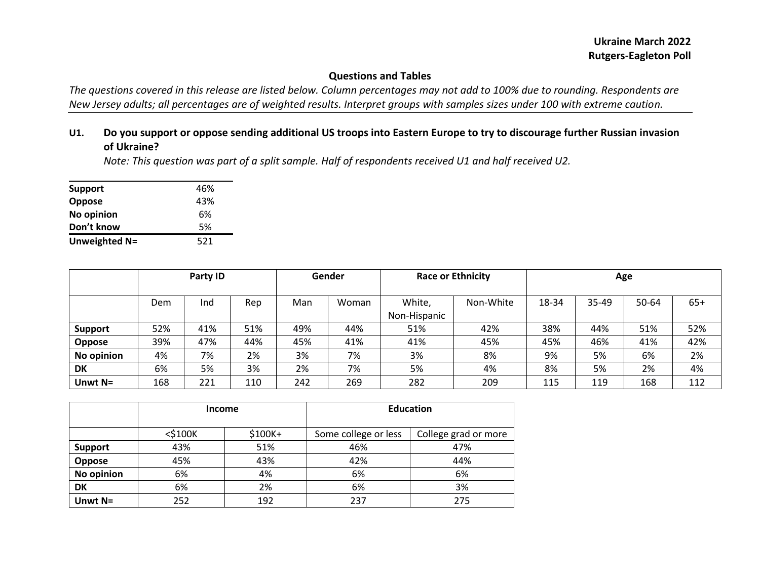## Questions and Tables

*The questions covered in this release are listed below. Column percentages may not add to 100% due to rounding. Respondents are New Jersey adults; all percentages are of weighted results. Interpret groups with samples sizes under 100 with extreme caution.*

### U1. Do you support or oppose sending additional US troops into Eastern Europe to try to discourage further Russian invasion of Ukraine?

*Note: This question was part of a split sample. Half of respondents received U1 and half received U2.*

| | |
|---|---|
| **Support** | 46% |
| **Oppose** | 43% |
| **No opinion** | 6% |
| **Don't know** | 5% |
| **Unweighted N=** | 521 |

| | Party ID | | | Gender | | Race or Ethnicity | | Age | | | |
|---|---|---|---|---|---|---|---|---|---|---|---|
| | Dem | Ind | Rep | Man | Woman | White, Non-Hispanic | Non-White | 18-34 | 35-49 | 50-64 | 65+ |
| **Support** | 52% | 41% | 51% | 49% | 44% | 51% | 42% | 38% | 44% | 51% | 52% |
| **Oppose** | 39% | 47% | 44% | 45% | 41% | 41% | 45% | 45% | 46% | 41% | 42% |
| **No opinion** | 4% | 7% | 2% | 3% | 7% | 3% | 8% | 9% | 5% | 6% | 2% |
| **DK** | 6% | 5% | 3% | 2% | 7% | 5% | 4% | 8% | 5% | 2% | 4% |
| **Unwt N=** | 168 | 221 | 110 | 242 | 269 | 282 | 209 | 115 | 119 | 168 | 112 |

| | Income | | Education | |
|---|---|---|---|---|
| | <$100K | $100K+ | Some college or less | College grad or more |
| **Support** | 43% | 51% | 46% | 47% |
| **Oppose** | 45% | 43% | 42% | 44% |
| **No opinion** | 6% | 4% | 6% | 6% |
| **DK** | 6% | 2% | 6% | 3% |
| **Unwt N=** | 252 | 192 | 237 | 275 |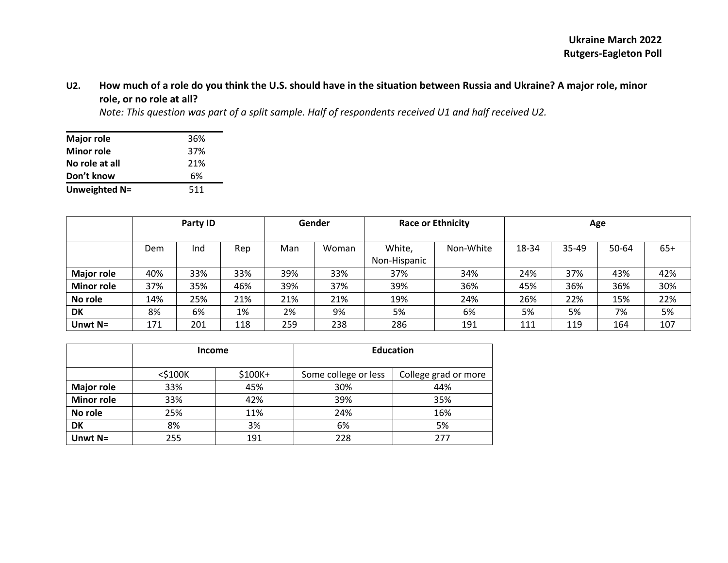**U2. How much of a role do you think the U.S. should have in the situation between Russia and Ukraine? A major role, minor role, or no role at all?**

*Note: This question was part of a split sample. Half of respondents received U1 and half received U2.*

| | |
|---|---|
| **Major role** | 36% |
| **Minor role** | 37% |
| **No role at all** | 21% |
| **Don't know** | 6% |
| **Unweighted N=** | 511 |

| | Party ID | | | Gender | | Race or Ethnicity | | Age | | | |
|---|---|---|---|---|---|---|---|---|---|---|---|
| | Dem | Ind | Rep | Man | Woman | White, Non-Hispanic | Non-White | 18-34 | 35-49 | 50-64 | 65+ |
| **Major role** | 40% | 33% | 33% | 39% | 33% | 37% | 34% | 24% | 37% | 43% | 42% |
| **Minor role** | 37% | 35% | 46% | 39% | 37% | 39% | 36% | 45% | 36% | 36% | 30% |
| **No role** | 14% | 25% | 21% | 21% | 21% | 19% | 24% | 26% | 22% | 15% | 22% |
| **DK** | 8% | 6% | 1% | 2% | 9% | 5% | 6% | 5% | 5% | 7% | 5% |
| **Unwt N=** | 171 | 201 | 118 | 259 | 238 | 286 | 191 | 111 | 119 | 164 | 107 |

| | Income | | Education | |
|---|---|---|---|---|
| | <$100K | $100K+ | Some college or less | College grad or more |
| **Major role** | 33% | 45% | 30% | 44% |
| **Minor role** | 33% | 42% | 39% | 35% |
| **No role** | 25% | 11% | 24% | 16% |
| **DK** | 8% | 3% | 6% | 5% |
| **Unwt N=** | 255 | 191 | 228 | 277 |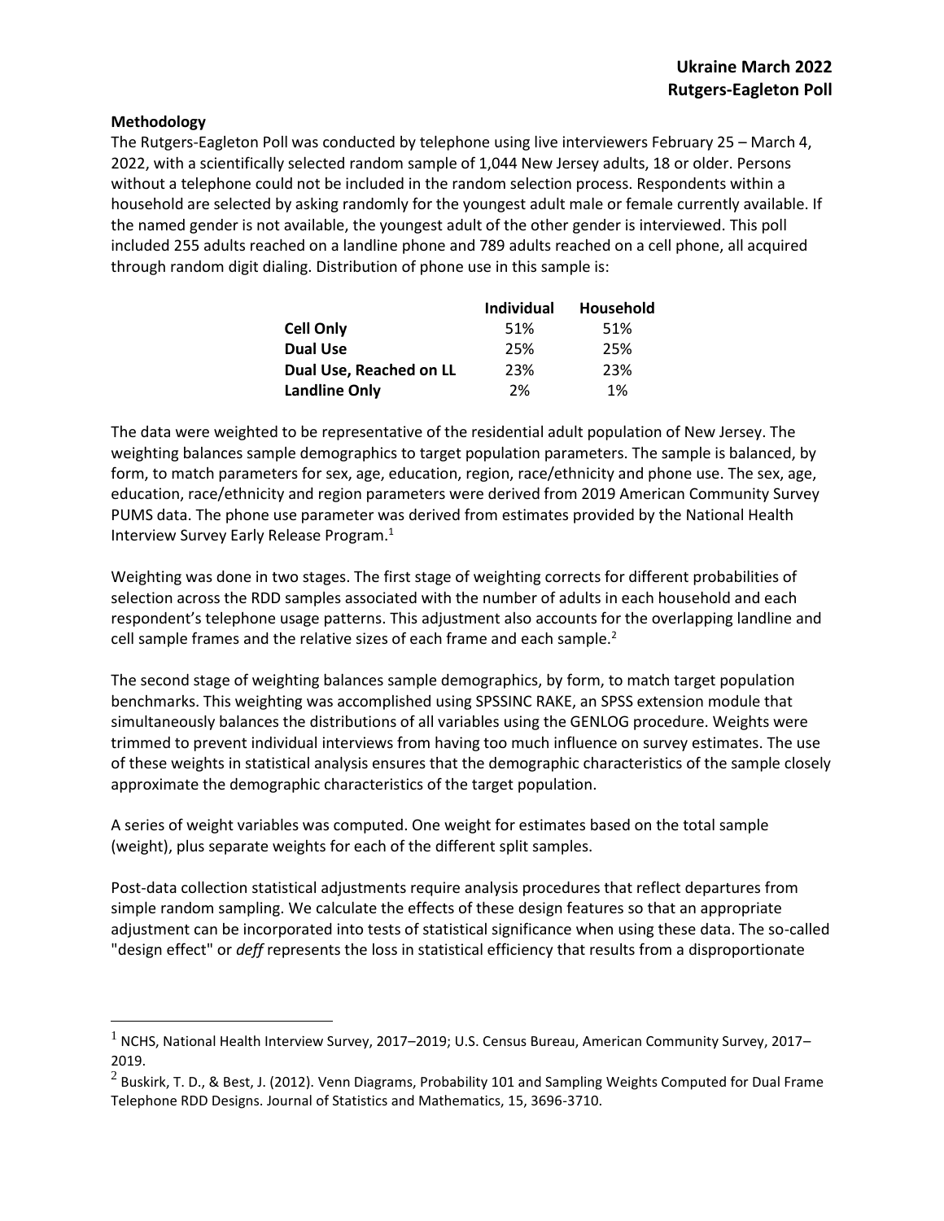**Methodology**

The Rutgers-Eagleton Poll was conducted by telephone using live interviewers February 25 – March 4, 2022, with a scientifically selected random sample of 1,044 New Jersey adults, 18 or older. Persons without a telephone could not be included in the random selection process. Respondents within a household are selected by asking randomly for the youngest adult male or female currently available. If the named gender is not available, the youngest adult of the other gender is interviewed. This poll included 255 adults reached on a landline phone and 789 adults reached on a cell phone, all acquired through random digit dialing. Distribution of phone use in this sample is:

| | Individual | Household |
|---|---|---|
| **Cell Only** | 51% | 51% |
| **Dual Use** | 25% | 25% |
| **Dual Use, Reached on LL** | 23% | 23% |
| **Landline Only** | 2% | 1% |

The data were weighted to be representative of the residential adult population of New Jersey. The weighting balances sample demographics to target population parameters. The sample is balanced, by form, to match parameters for sex, age, education, region, race/ethnicity and phone use. The sex, age, education, race/ethnicity and region parameters were derived from 2019 American Community Survey PUMS data. The phone use parameter was derived from estimates provided by the National Health Interview Survey Early Release Program.[1]

Weighting was done in two stages. The first stage of weighting corrects for different probabilities of selection across the RDD samples associated with the number of adults in each household and each respondent's telephone usage patterns. This adjustment also accounts for the overlapping landline and cell sample frames and the relative sizes of each frame and each sample.[2]

The second stage of weighting balances sample demographics, by form, to match target population benchmarks. This weighting was accomplished using SPSSINC RAKE, an SPSS extension module that simultaneously balances the distributions of all variables using the GENLOG procedure. Weights were trimmed to prevent individual interviews from having too much influence on survey estimates. The use of these weights in statistical analysis ensures that the demographic characteristics of the sample closely approximate the demographic characteristics of the target population.

A series of weight variables was computed. One weight for estimates based on the total sample (weight), plus separate weights for each of the different split samples.

Post-data collection statistical adjustments require analysis procedures that reflect departures from simple random sampling. We calculate the effects of these design features so that an appropriate adjustment can be incorporated into tests of statistical significance when using these data. The so-called "design effect" or *deff* represents the loss in statistical efficiency that results from a disproportionate

[1] NCHS, National Health Interview Survey, 2017–2019; U.S. Census Bureau, American Community Survey, 2017–2019.

[2] Buskirk, T. D., & Best, J. (2012). Venn Diagrams, Probability 101 and Sampling Weights Computed for Dual Frame Telephone RDD Designs. Journal of Statistics and Mathematics, 15, 3696-3710.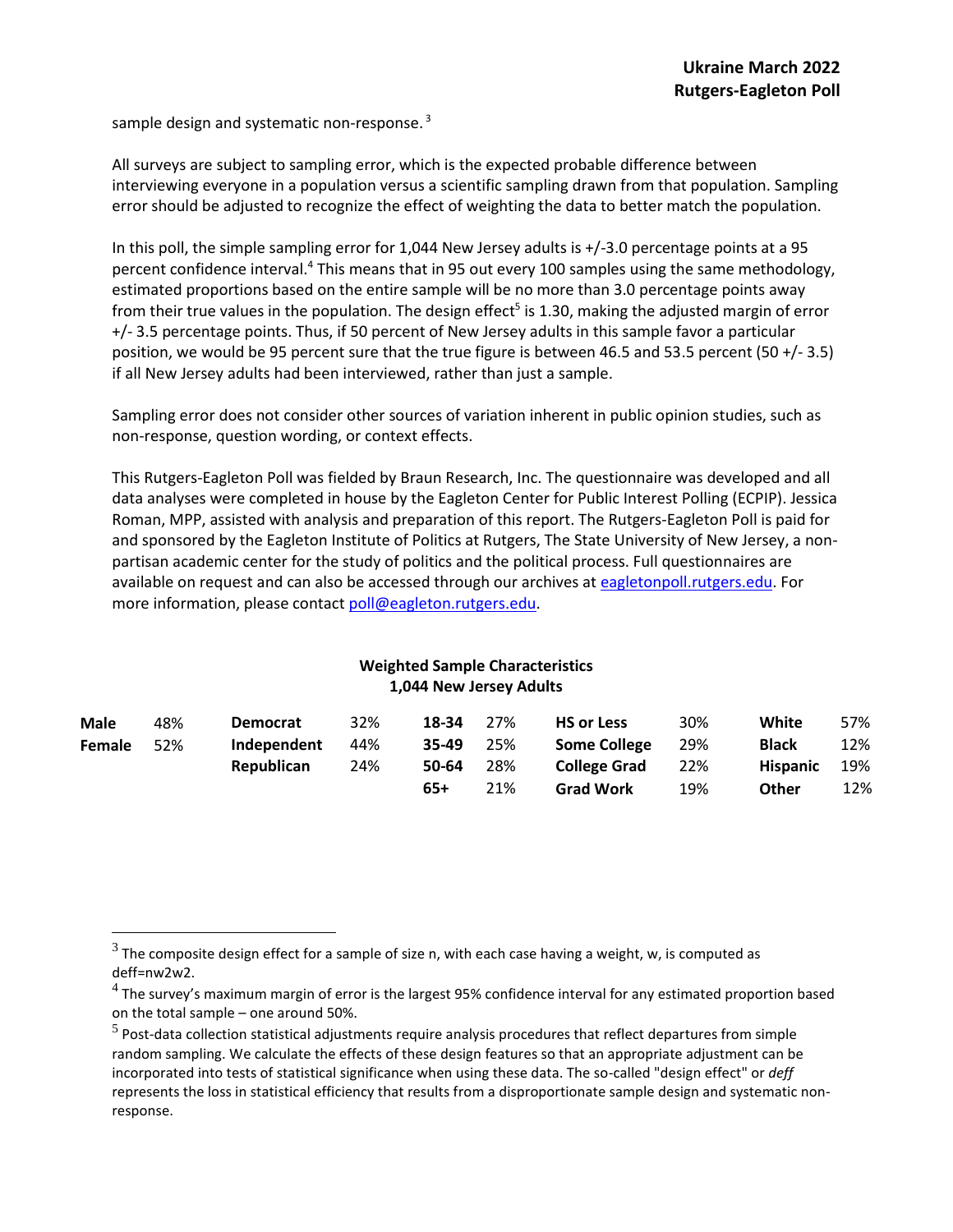sample design and systematic non-response.[3]

All surveys are subject to sampling error, which is the expected probable difference between interviewing everyone in a population versus a scientific sampling drawn from that population. Sampling error should be adjusted to recognize the effect of weighting the data to better match the population.

In this poll, the simple sampling error for 1,044 New Jersey adults is +/-3.0 percentage points at a 95 percent confidence interval.[4] This means that in 95 out every 100 samples using the same methodology, estimated proportions based on the entire sample will be no more than 3.0 percentage points away from their true values in the population. The design effect[5] is 1.30, making the adjusted margin of error +/- 3.5 percentage points. Thus, if 50 percent of New Jersey adults in this sample favor a particular position, we would be 95 percent sure that the true figure is between 46.5 and 53.5 percent (50 +/- 3.5) if all New Jersey adults had been interviewed, rather than just a sample.

Sampling error does not consider other sources of variation inherent in public opinion studies, such as non-response, question wording, or context effects.

This Rutgers-Eagleton Poll was fielded by Braun Research, Inc. The questionnaire was developed and all data analyses were completed in house by the Eagleton Center for Public Interest Polling (ECPIP). Jessica Roman, MPP, assisted with analysis and preparation of this report. The Rutgers-Eagleton Poll is paid for and sponsored by the Eagleton Institute of Politics at Rutgers, The State University of New Jersey, a non-partisan academic center for the study of politics and the political process. Full questionnaires are available on request and can also be accessed through our archives at [eagletonpoll.rutgers.edu](eagletonpoll.rutgers.edu). For more information, please contact [poll@eagleton.rutgers.edu](mailto:poll@eagleton.rutgers.edu).

**Weighted Sample Characteristics**
**1,044 New Jersey Adults**

| | | | | | | | | | |
|---|---|---|---|---|---|---|---|---|---|
| **Male** | 48% | **Democrat** | 32% | **18-34** | 27% | **HS or Less** | 30% | **White** | 57% |
| **Female** | 52% | **Independent** | 44% | **35-49** | 25% | **Some College** | 29% | **Black** | 12% |
| | | **Republican** | 24% | **50-64** | 28% | **College Grad** | 22% | **Hispanic** | 19% |
| | | | | **65+** | 21% | **Grad Work** | 19% | **Other** | 12% |

---

[3] The composite design effect for a sample of size n, with each case having a weight, w, is computed as deff=nw2w2.

[4] The survey's maximum margin of error is the largest 95% confidence interval for any estimated proportion based on the total sample – one around 50%.

[5] Post-data collection statistical adjustments require analysis procedures that reflect departures from simple random sampling. We calculate the effects of these design features so that an appropriate adjustment can be incorporated into tests of statistical significance when using these data. The so-called "design effect" or *deff* represents the loss in statistical efficiency that results from a disproportionate sample design and systematic non-response.